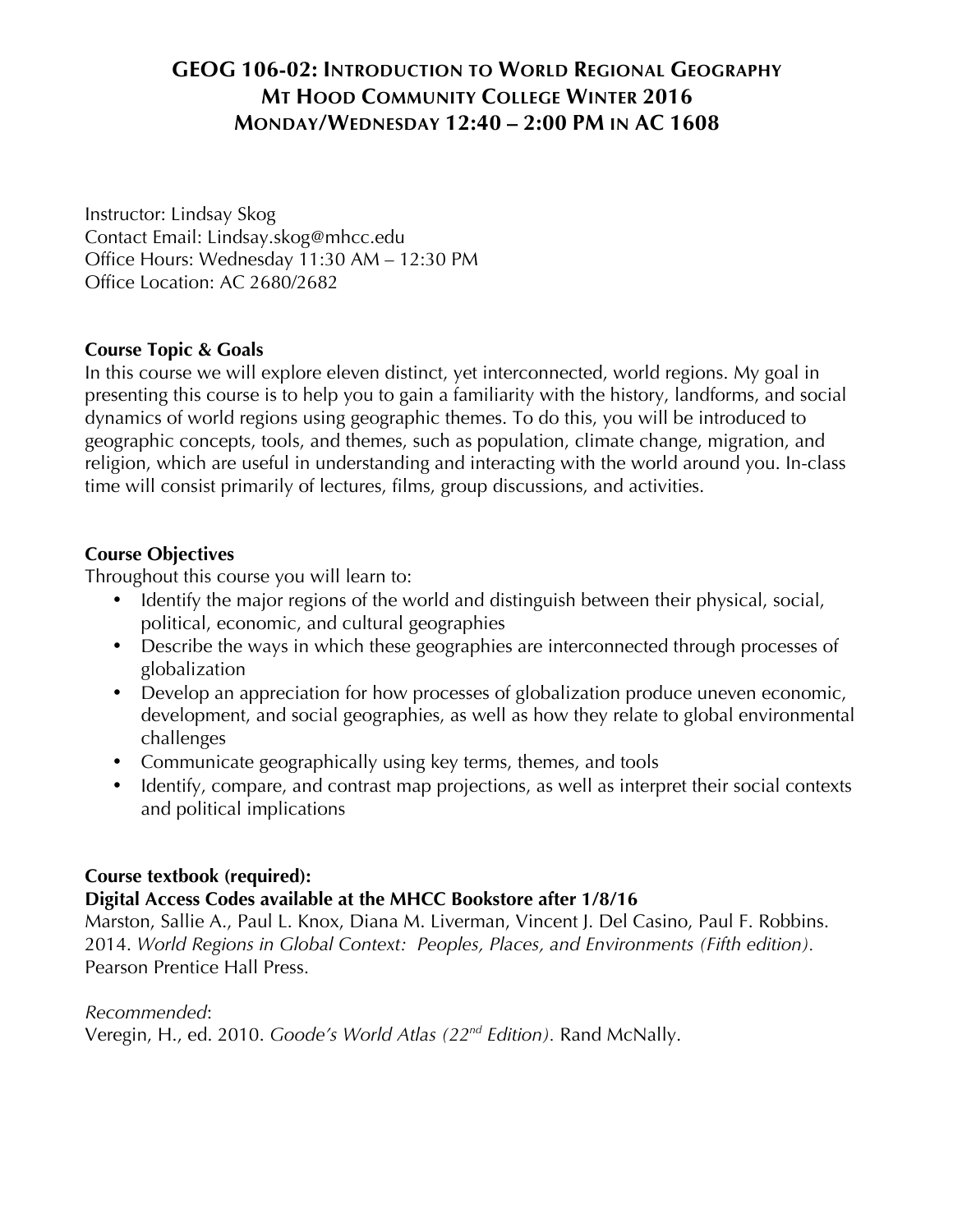# GEOG 106-02: Introduction to World Regional Geography
# Mt Hood Community College Winter 2016
# Monday/Wednesday 12:40 – 2:00 PM in AC 1608

Instructor: Lindsay Skog
Contact Email: Lindsay.skog@mhcc.edu
Office Hours: Wednesday 11:30 AM – 12:30 PM
Office Location: AC 2680/2682

**Course Topic & Goals**

In this course we will explore eleven distinct, yet interconnected, world regions. My goal in presenting this course is to help you to gain a familiarity with the history, landforms, and social dynamics of world regions using geographic themes. To do this, you will be introduced to geographic concepts, tools, and themes, such as population, climate change, migration, and religion, which are useful in understanding and interacting with the world around you. In-class time will consist primarily of lectures, films, group discussions, and activities.

**Course Objectives**

Throughout this course you will learn to:

- Identify the major regions of the world and distinguish between their physical, social, political, economic, and cultural geographies
- Describe the ways in which these geographies are interconnected through processes of globalization
- Develop an appreciation for how processes of globalization produce uneven economic, development, and social geographies, as well as how they relate to global environmental challenges
- Communicate geographically using key terms, themes, and tools
- Identify, compare, and contrast map projections, as well as interpret their social contexts and political implications

**Course textbook (required):**
**Digital Access Codes available at the MHCC Bookstore after 1/8/16**

Marston, Sallie A., Paul L. Knox, Diana M. Liverman, Vincent J. Del Casino, Paul F. Robbins. 2014. *World Regions in Global Context: Peoples, Places, and Environments (Fifth edition)*. Pearson Prentice Hall Press.

*Recommended*:
Veregin, H., ed. 2010. *Goode's World Atlas (22nd Edition)*. Rand McNally.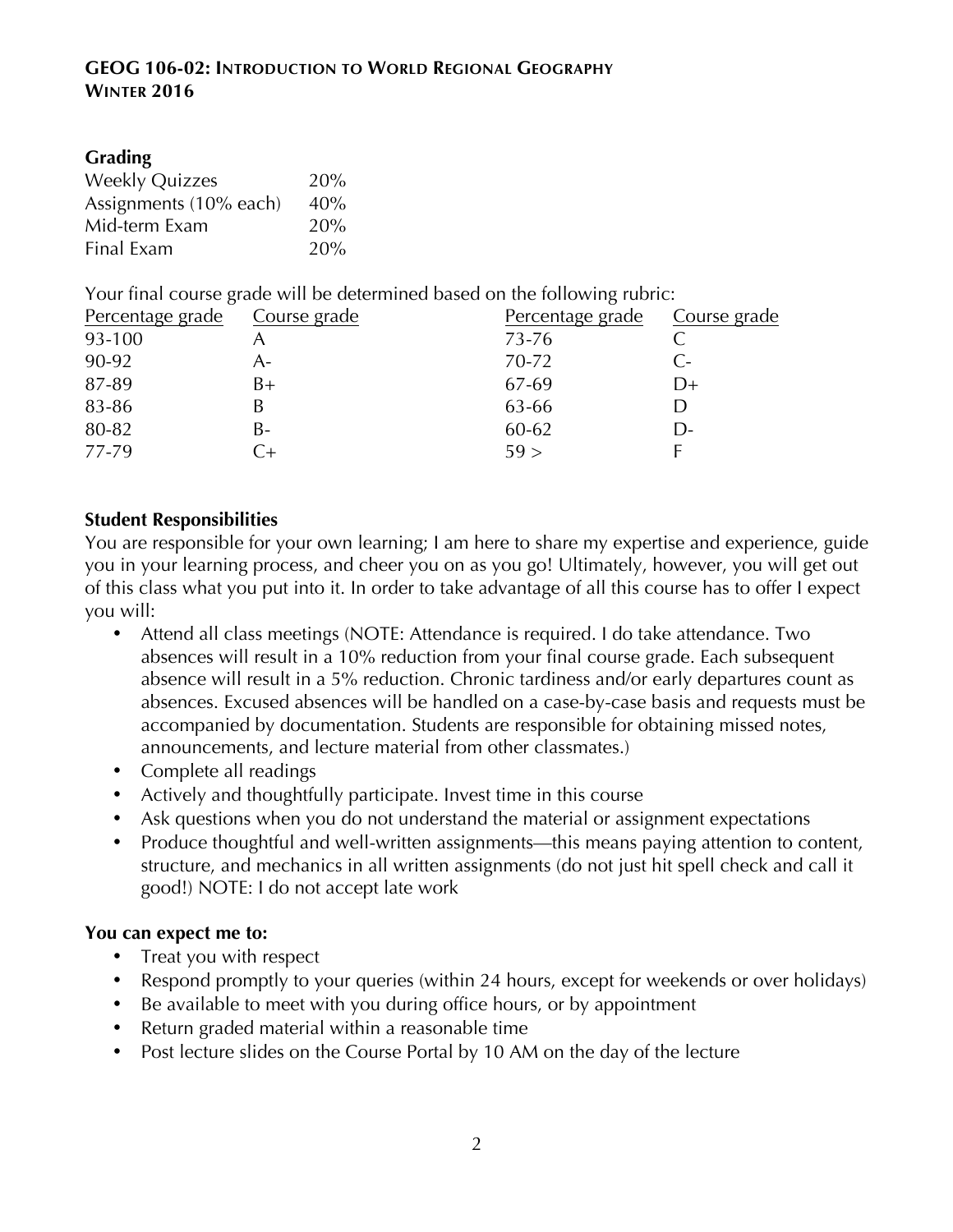**GEOG 106-02: Introduction to World Regional Geography**
**Winter 2016**

### Grading

| | |
|---|---|
| Weekly Quizzes | 20% |
| Assignments (10% each) | 40% |
| Mid-term Exam | 20% |
| Final Exam | 20% |

Your final course grade will be determined based on the following rubric:

| Percentage grade | Course grade | Percentage grade | Course grade |
|---|---|---|---|
| 93-100 | A | 73-76 | C |
| 90-92 | A- | 70-72 | C- |
| 87-89 | B+ | 67-69 | D+ |
| 83-86 | B | 63-66 | D |
| 80-82 | B- | 60-62 | D- |
| 77-79 | C+ | 59 > | F |

### Student Responsibilities

You are responsible for your own learning; I am here to share my expertise and experience, guide you in your learning process, and cheer you on as you go! Ultimately, however, you will get out of this class what you put into it. In order to take advantage of all this course has to offer I expect you will:

- Attend all class meetings (NOTE: Attendance is required. I do take attendance. Two absences will result in a 10% reduction from your final course grade. Each subsequent absence will result in a 5% reduction. Chronic tardiness and/or early departures count as absences. Excused absences will be handled on a case-by-case basis and requests must be accompanied by documentation. Students are responsible for obtaining missed notes, announcements, and lecture material from other classmates.)
- Complete all readings
- Actively and thoughtfully participate. Invest time in this course
- Ask questions when you do not understand the material or assignment expectations
- Produce thoughtful and well-written assignments—this means paying attention to content, structure, and mechanics in all written assignments (do not just hit spell check and call it good!) NOTE: I do not accept late work

### You can expect me to:

- Treat you with respect
- Respond promptly to your queries (within 24 hours, except for weekends or over holidays)
- Be available to meet with you during office hours, or by appointment
- Return graded material within a reasonable time
- Post lecture slides on the Course Portal by 10 AM on the day of the lecture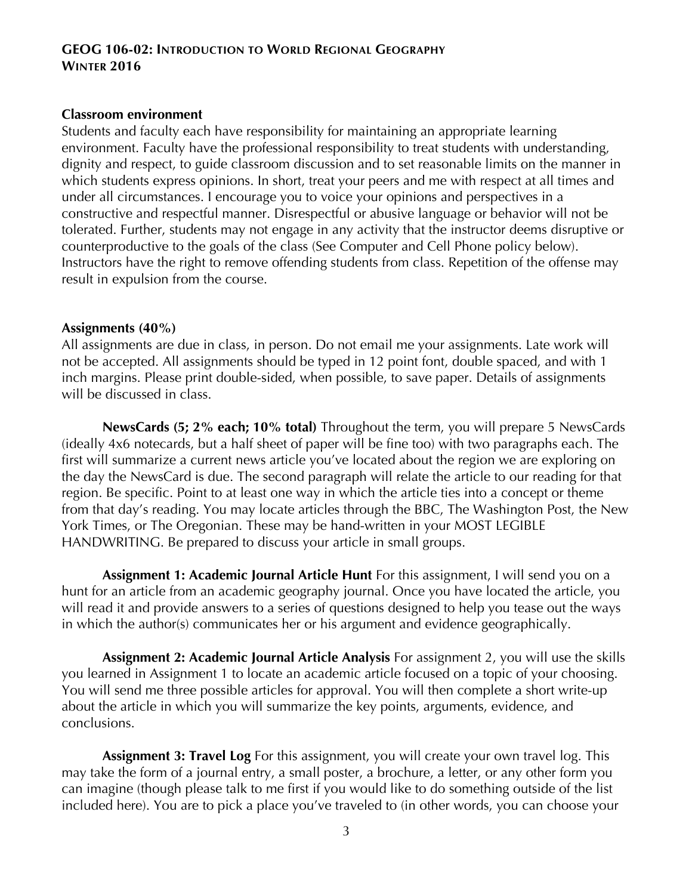**Classroom environment**

Students and faculty each have responsibility for maintaining an appropriate learning environment. Faculty have the professional responsibility to treat students with understanding, dignity and respect, to guide classroom discussion and to set reasonable limits on the manner in which students express opinions. In short, treat your peers and me with respect at all times and under all circumstances. I encourage you to voice your opinions and perspectives in a constructive and respectful manner. Disrespectful or abusive language or behavior will not be tolerated. Further, students may not engage in any activity that the instructor deems disruptive or counterproductive to the goals of the class (See Computer and Cell Phone policy below). Instructors have the right to remove offending students from class. Repetition of the offense may result in expulsion from the course.

**Assignments (40%)**

All assignments are due in class, in person. Do not email me your assignments. Late work will not be accepted. All assignments should be typed in 12 point font, double spaced, and with 1 inch margins. Please print double-sided, when possible, to save paper. Details of assignments will be discussed in class.

**NewsCards (5; 2% each; 10% total)** Throughout the term, you will prepare 5 NewsCards (ideally 4x6 notecards, but a half sheet of paper will be fine too) with two paragraphs each. The first will summarize a current news article you've located about the region we are exploring on the day the NewsCard is due. The second paragraph will relate the article to our reading for that region. Be specific. Point to at least one way in which the article ties into a concept or theme from that day's reading. You may locate articles through the BBC, The Washington Post, the New York Times, or The Oregonian. These may be hand-written in your MOST LEGIBLE HANDWRITING. Be prepared to discuss your article in small groups.

**Assignment 1: Academic Journal Article Hunt** For this assignment, I will send you on a hunt for an article from an academic geography journal. Once you have located the article, you will read it and provide answers to a series of questions designed to help you tease out the ways in which the author(s) communicates her or his argument and evidence geographically.

**Assignment 2: Academic Journal Article Analysis** For assignment 2, you will use the skills you learned in Assignment 1 to locate an academic article focused on a topic of your choosing. You will send me three possible articles for approval. You will then complete a short write-up about the article in which you will summarize the key points, arguments, evidence, and conclusions.

**Assignment 3: Travel Log** For this assignment, you will create your own travel log. This may take the form of a journal entry, a small poster, a brochure, a letter, or any other form you can imagine (though please talk to me first if you would like to do something outside of the list included here). You are to pick a place you've traveled to (in other words, you can choose your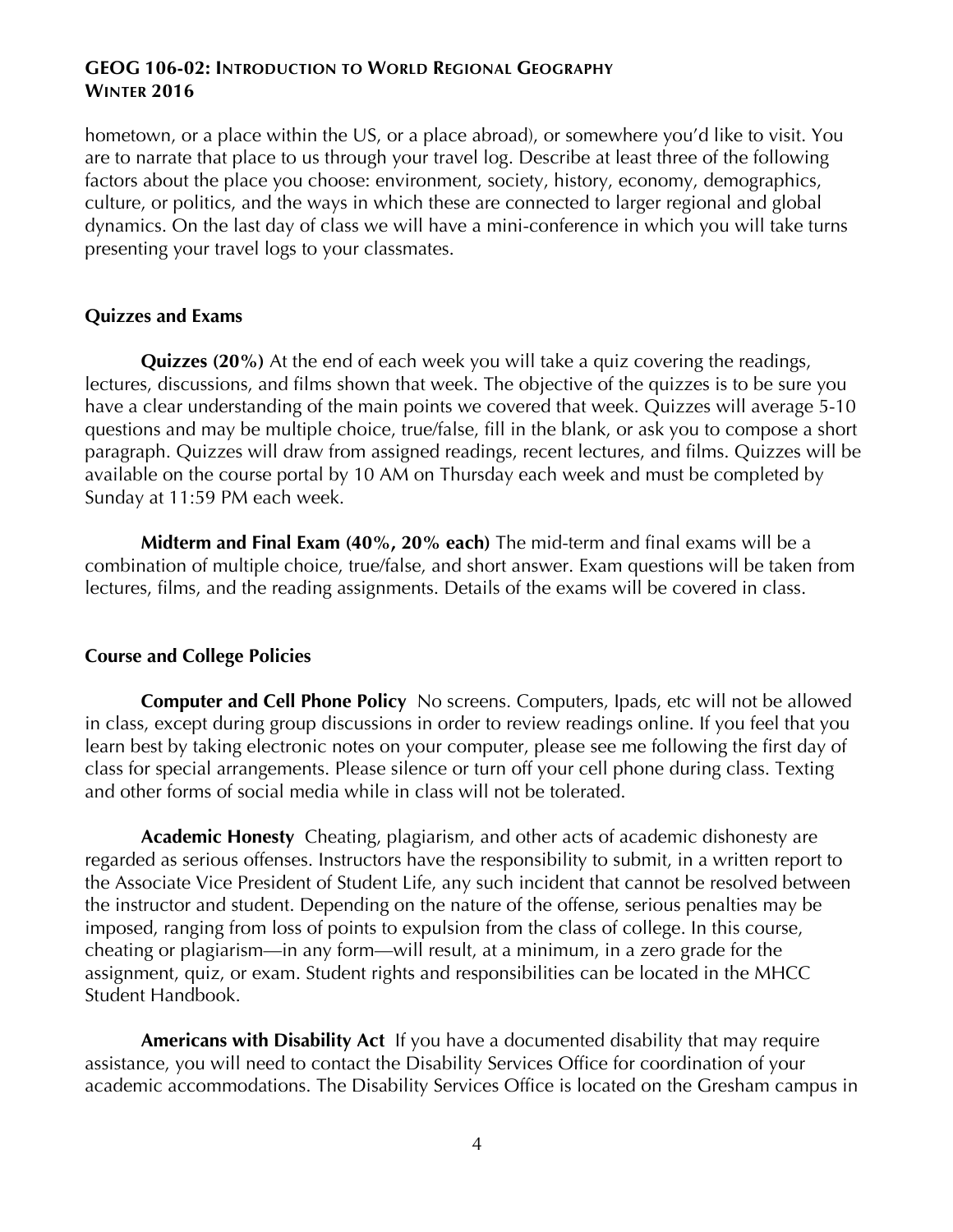hometown, or a place within the US, or a place abroad), or somewhere you'd like to visit. You are to narrate that place to us through your travel log. Describe at least three of the following factors about the place you choose: environment, society, history, economy, demographics, culture, or politics, and the ways in which these are connected to larger regional and global dynamics. On the last day of class we will have a mini-conference in which you will take turns presenting your travel logs to your classmates.

### Quizzes and Exams

**Quizzes (20%)** At the end of each week you will take a quiz covering the readings, lectures, discussions, and films shown that week. The objective of the quizzes is to be sure you have a clear understanding of the main points we covered that week. Quizzes will average 5-10 questions and may be multiple choice, true/false, fill in the blank, or ask you to compose a short paragraph. Quizzes will draw from assigned readings, recent lectures, and films. Quizzes will be available on the course portal by 10 AM on Thursday each week and must be completed by Sunday at 11:59 PM each week.

**Midterm and Final Exam (40%, 20% each)** The mid-term and final exams will be a combination of multiple choice, true/false, and short answer. Exam questions will be taken from lectures, films, and the reading assignments. Details of the exams will be covered in class.

### Course and College Policies

**Computer and Cell Phone Policy** No screens. Computers, Ipads, etc will not be allowed in class, except during group discussions in order to review readings online. If you feel that you learn best by taking electronic notes on your computer, please see me following the first day of class for special arrangements. Please silence or turn off your cell phone during class. Texting and other forms of social media while in class will not be tolerated.

**Academic Honesty** Cheating, plagiarism, and other acts of academic dishonesty are regarded as serious offenses. Instructors have the responsibility to submit, in a written report to the Associate Vice President of Student Life, any such incident that cannot be resolved between the instructor and student. Depending on the nature of the offense, serious penalties may be imposed, ranging from loss of points to expulsion from the class of college. In this course, cheating or plagiarism—in any form—will result, at a minimum, in a zero grade for the assignment, quiz, or exam. Student rights and responsibilities can be located in the MHCC Student Handbook.

**Americans with Disability Act** If you have a documented disability that may require assistance, you will need to contact the Disability Services Office for coordination of your academic accommodations. The Disability Services Office is located on the Gresham campus in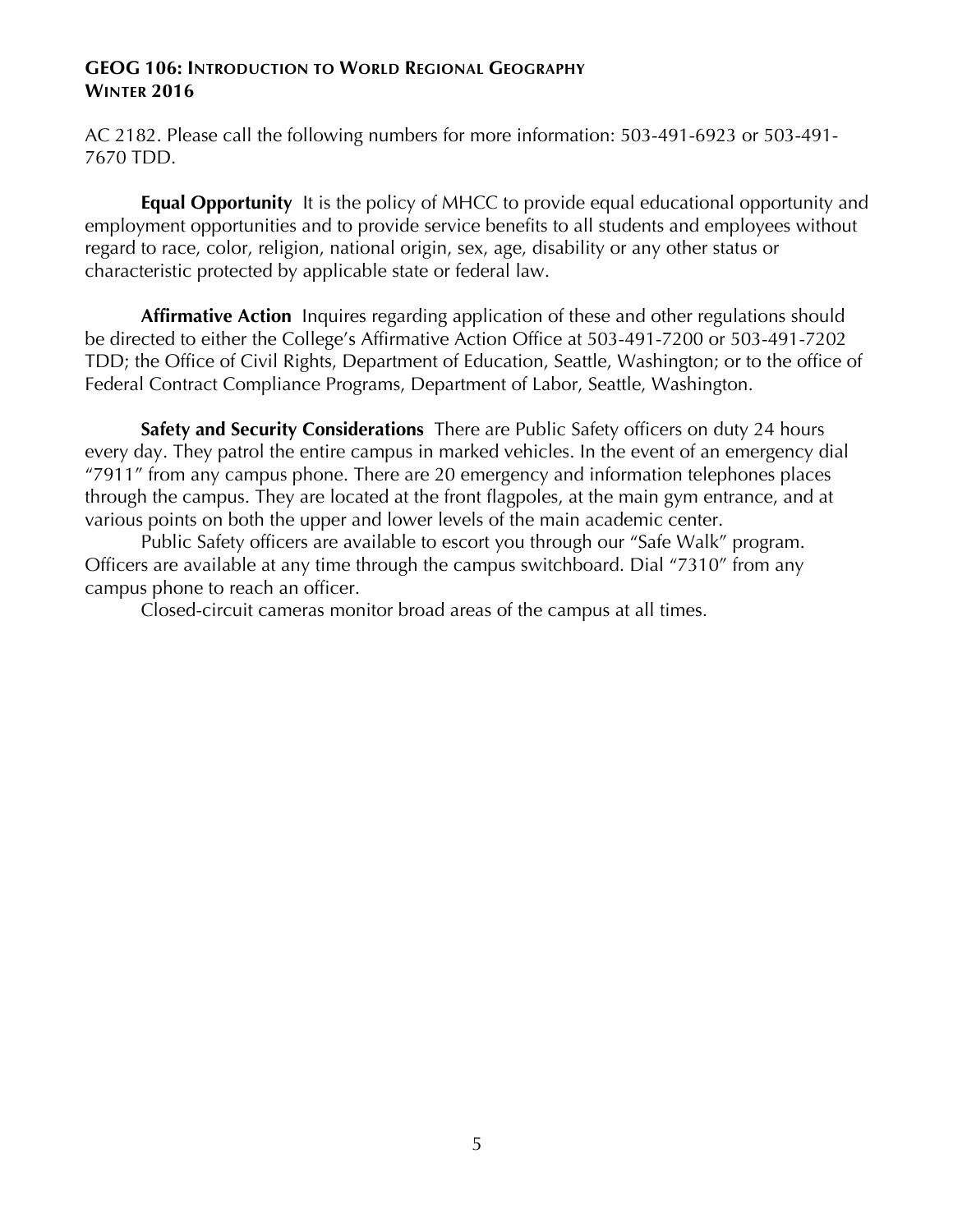AC 2182. Please call the following numbers for more information: 503-491-6923 or 503-491-7670 TDD.

**Equal Opportunity** It is the policy of MHCC to provide equal educational opportunity and employment opportunities and to provide service benefits to all students and employees without regard to race, color, religion, national origin, sex, age, disability or any other status or characteristic protected by applicable state or federal law.

**Affirmative Action** Inquires regarding application of these and other regulations should be directed to either the College's Affirmative Action Office at 503-491-7200 or 503-491-7202 TDD; the Office of Civil Rights, Department of Education, Seattle, Washington; or to the office of Federal Contract Compliance Programs, Department of Labor, Seattle, Washington.

**Safety and Security Considerations** There are Public Safety officers on duty 24 hours every day. They patrol the entire campus in marked vehicles. In the event of an emergency dial "7911" from any campus phone. There are 20 emergency and information telephones places through the campus. They are located at the front flagpoles, at the main gym entrance, and at various points on both the upper and lower levels of the main academic center.

Public Safety officers are available to escort you through our "Safe Walk" program. Officers are available at any time through the campus switchboard. Dial "7310" from any campus phone to reach an officer.

Closed-circuit cameras monitor broad areas of the campus at all times.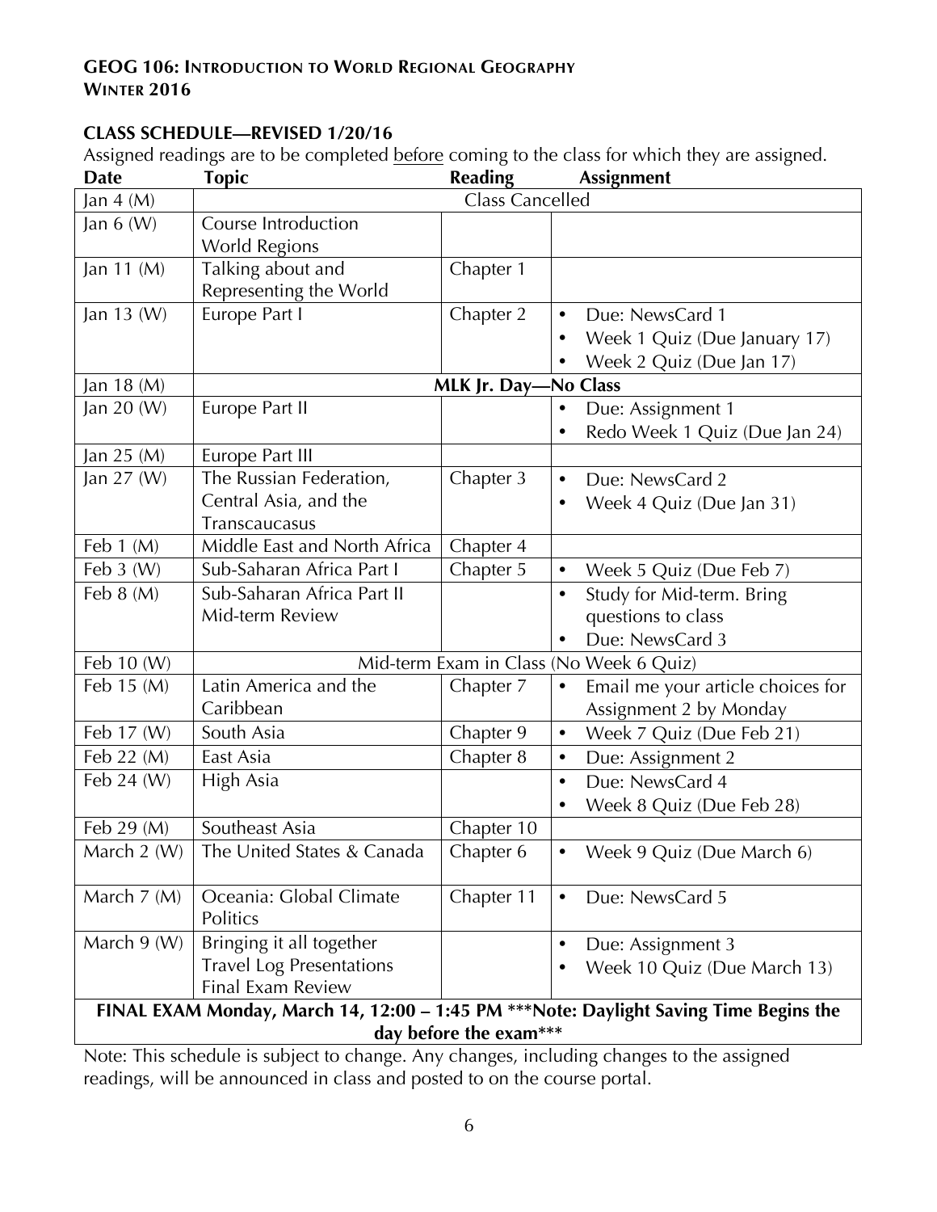**GEOG 106: INTRODUCTION TO WORLD REGIONAL GEOGRAPHY**
**WINTER 2016**

**CLASS SCHEDULE—REVISED 1/20/16**

Assigned readings are to be completed <u>before</u> coming to the class for which they are assigned.

| Date | Topic | Reading | Assignment |
|---|---|---|---|
| Jan 4 (M) | Class Cancelled | | |
| Jan 6 (W) | Course Introduction<br>World Regions | | |
| Jan 11 (M) | Talking about and Representing the World | Chapter 1 | |
| Jan 13 (W) | Europe Part I | Chapter 2 | • Due: NewsCard 1<br>• Week 1 Quiz (Due January 17)<br>• Week 2 Quiz (Due Jan 17) |
| Jan 18 (M) | **MLK Jr. Day—No Class** | | |
| Jan 20 (W) | Europe Part II | | • Due: Assignment 1<br>• Redo Week 1 Quiz (Due Jan 24) |
| Jan 25 (M) | Europe Part III | | |
| Jan 27 (W) | The Russian Federation, Central Asia, and the Transcaucasus | Chapter 3 | • Due: NewsCard 2<br>• Week 4 Quiz (Due Jan 31) |
| Feb 1 (M) | Middle East and North Africa | Chapter 4 | |
| Feb 3 (W) | Sub-Saharan Africa Part I | Chapter 5 | • Week 5 Quiz (Due Feb 7) |
| Feb 8 (M) | Sub-Saharan Africa Part II<br>Mid-term Review | | • Study for Mid-term. Bring questions to class<br>• Due: NewsCard 3 |
| Feb 10 (W) | Mid-term Exam in Class (No Week 6 Quiz) | | |
| Feb 15 (M) | Latin America and the Caribbean | Chapter 7 | • Email me your article choices for Assignment 2 by Monday |
| Feb 17 (W) | South Asia | Chapter 9 | • Week 7 Quiz (Due Feb 21) |
| Feb 22 (M) | East Asia | Chapter 8 | • Due: Assignment 2 |
| Feb 24 (W) | High Asia | | • Due: NewsCard 4<br>• Week 8 Quiz (Due Feb 28) |
| Feb 29 (M) | Southeast Asia | Chapter 10 | |
| March 2 (W) | The United States & Canada | Chapter 6 | • Week 9 Quiz (Due March 6) |
| March 7 (M) | Oceania: Global Climate Politics | Chapter 11 | • Due: NewsCard 5 |
| March 9 (W) | Bringing it all together<br>Travel Log Presentations<br>Final Exam Review | | • Due: Assignment 3<br>• Week 10 Quiz (Due March 13) |
| **FINAL EXAM Monday, March 14, 12:00 – 1:45 PM \*\*\*Note: Daylight Saving Time Begins the day before the exam\*\*\*** | | | |

Note: This schedule is subject to change. Any changes, including changes to the assigned readings, will be announced in class and posted to on the course portal.